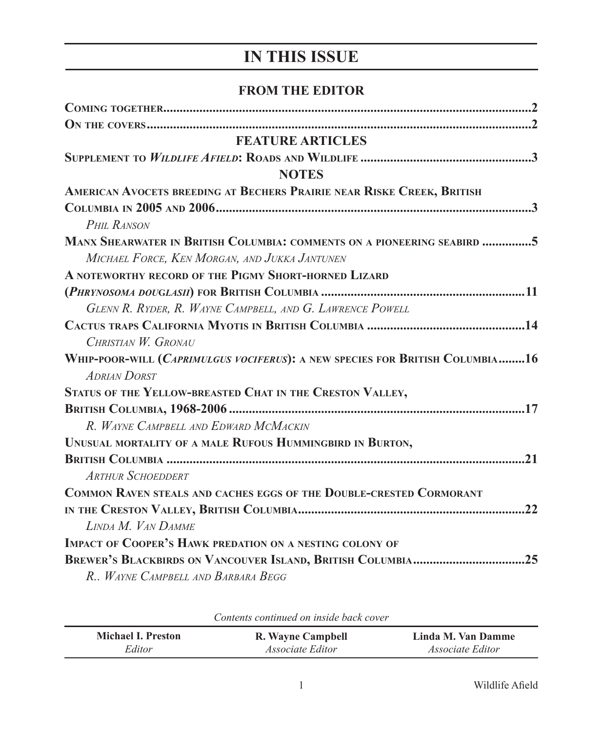# IN THIS ISSUE

## FROM THE EDITOR

**Coming together** .......... **2**

**On the covers** .......... **2**

## FEATURE ARTICLES

**Supplement to *Wildlife Afield*: Roads and Wildlife** .......... **3**

## NOTES

**American Avocets breeding at Bechers Prairie near Riske Creek, British Columbia in 2005 and 2006** .......... **3**
*Phil Ranson*

**Manx Shearwater in British Columbia: comments on a pioneering seabird** .......... **5**
*Michael Force, Ken Morgan, and Jukka Jantunen*

**A noteworthy record of the Pigmy Short-horned Lizard (*Phrynosoma douglasii*) for British Columbia** .......... **11**
*Glenn R. Ryder, R. Wayne Campbell, and G. Lawrence Powell*

**Cactus traps California Myotis in British Columbia** .......... **14**
*Christian W. Gronau*

**Whip-poor-will (*Caprimulgus vociferus*): a new species for British Columbia** .......... **16**
*Adrian Dorst*

**Status of the Yellow-breasted Chat in the Creston Valley, British Columbia, 1968-2006** .......... **17**
*R. Wayne Campbell and Edward McMackin*

**Unusual mortality of a male Rufous Hummingbird in Burton, British Columbia** .......... **21**
*Arthur Schoeddert*

**Common Raven steals and caches eggs of the Double-crested Cormorant in the Creston Valley, British Columbia** .......... **22**
*Linda M. Van Damme*

**Impact of Cooper's Hawk predation on a nesting colony of Brewer's Blackbirds on Vancouver Island, British Columbia** .......... **25**
*R.. Wayne Campbell and Barbara Begg*

*Contents continued on inside back cover*

| **Michael I. Preston** | **R. Wayne Campbell** | **Linda M. Van Damme** |
| --- | --- | --- |
| *Editor* | *Associate Editor* | *Associate Editor* |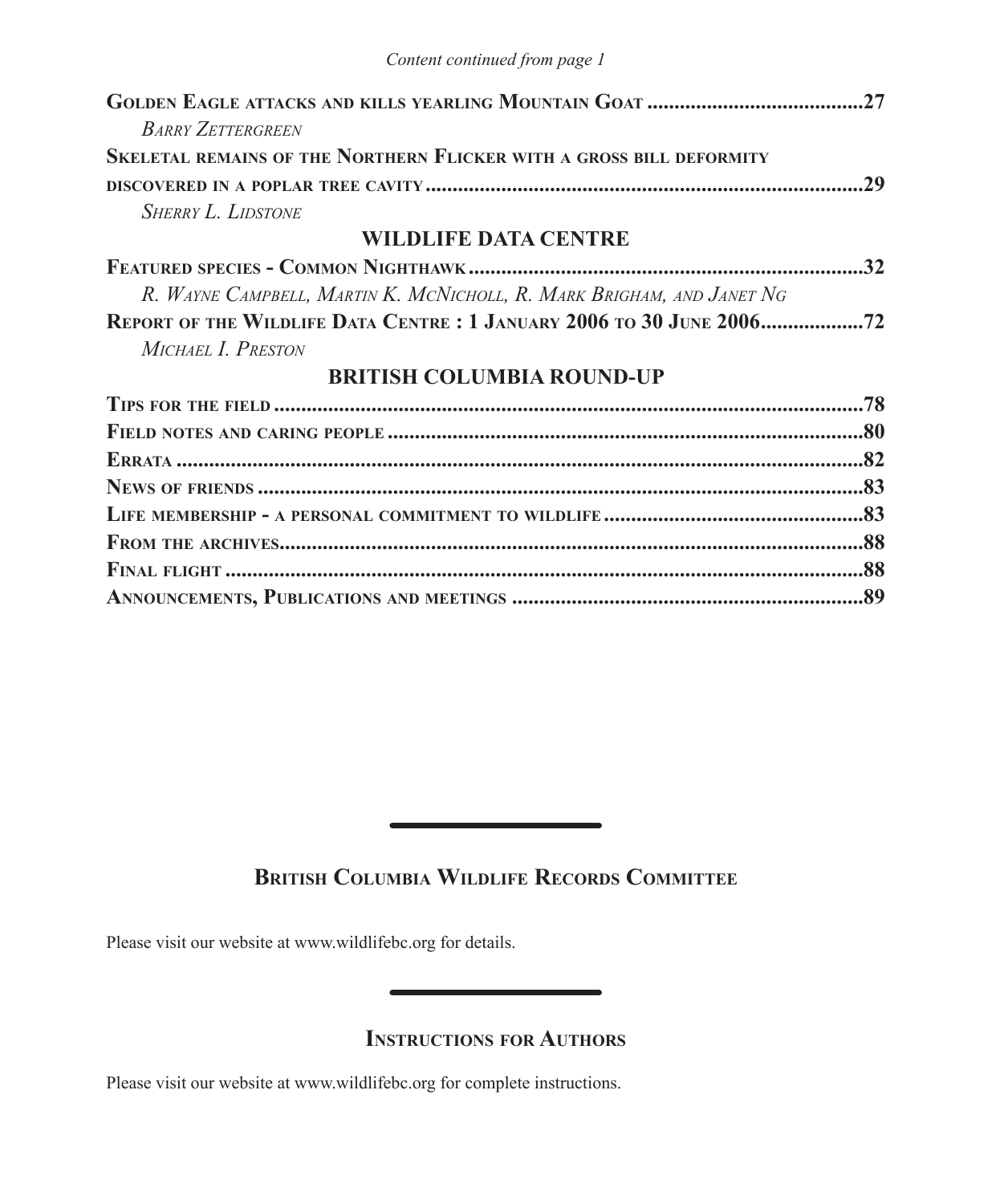*Content continued from page 1*

**Golden Eagle attacks and kills yearling Mountain Goat** ........................................27
*Barry Zettergreen*

**Skeletal remains of the Northern Flicker with a gross bill deformity discovered in a poplar tree cavity** ........................................29
*Sherry L. Lidstone*

## WILDLIFE DATA CENTRE

**Featured species - Common Nighthawk** ........................................32
*R. Wayne Campbell, Martin K. McNicholl, R. Mark Brigham, and Janet Ng*

**Report of the Wildlife Data Centre : 1 January 2006 to 30 June 2006** ........................................72
*Michael I. Preston*

## BRITISH COLUMBIA ROUND-UP

**Tips for the field** ........................................78

**Field notes and caring people** ........................................80

**Errata** ........................................82

**News of friends** ........................................83

**Life membership - a personal commitment to wildlife** ........................................83

**From the archives** ........................................88

**Final flight** ........................................88

**Announcements, Publications and meetings** ........................................89

---

## British Columbia Wildlife Records Committee

Please visit our website at www.wildlifebc.org for details.

---

## Instructions for Authors

Please visit our website at www.wildlifebc.org for complete instructions.